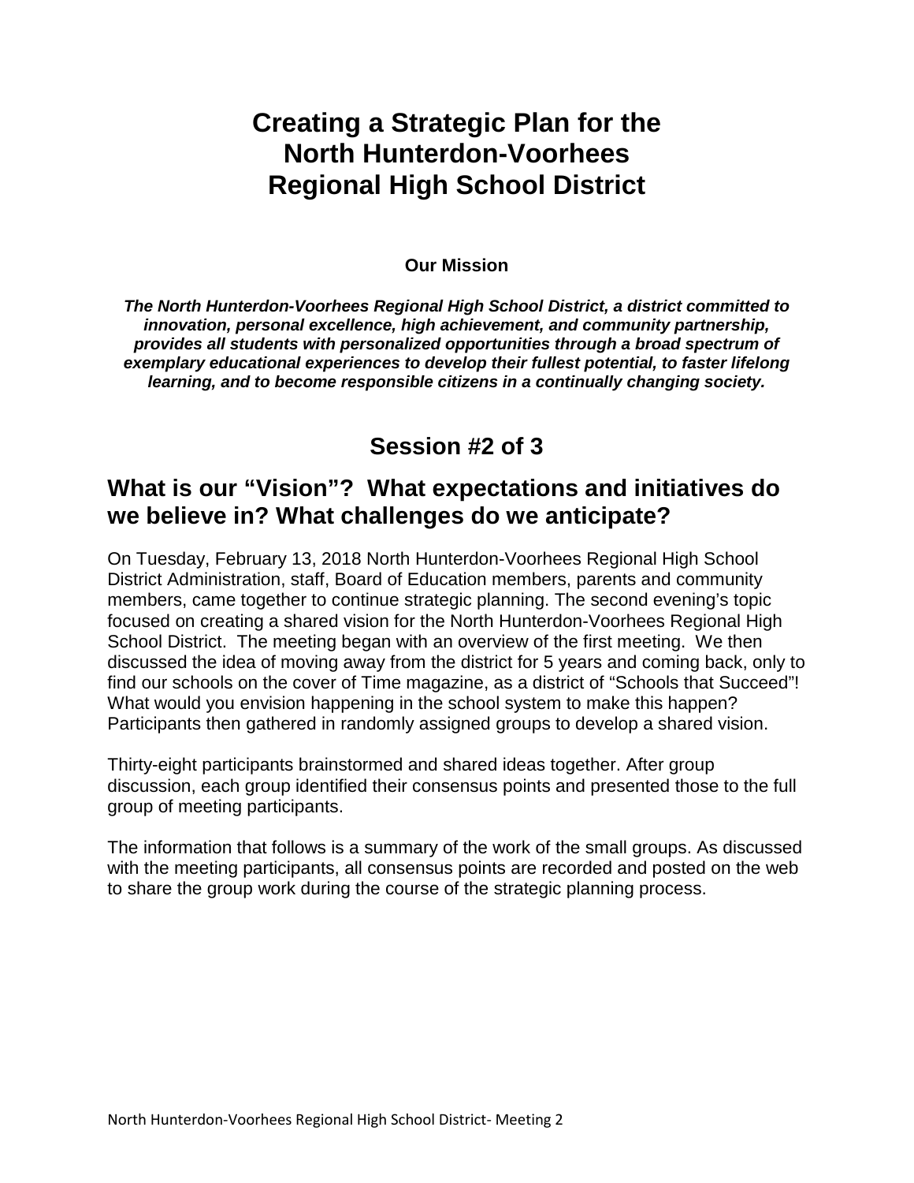# Creating a Strategic Plan for the North Hunterdon-Voorhees Regional High School District

**Our Mission**

***The North Hunterdon-Voorhees Regional High School District, a district committed to innovation, personal excellence, high achievement, and community partnership, provides all students with personalized opportunities through a broad spectrum of exemplary educational experiences to develop their fullest potential, to faster lifelong learning, and to become responsible citizens in a continually changing society.***

## Session #2 of 3

## What is our "Vision"? What expectations and initiatives do we believe in? What challenges do we anticipate?

On Tuesday, February 13, 2018 North Hunterdon-Voorhees Regional High School District Administration, staff, Board of Education members, parents and community members, came together to continue strategic planning. The second evening's topic focused on creating a shared vision for the North Hunterdon-Voorhees Regional High School District. The meeting began with an overview of the first meeting. We then discussed the idea of moving away from the district for 5 years and coming back, only to find our schools on the cover of Time magazine, as a district of "Schools that Succeed"! What would you envision happening in the school system to make this happen? Participants then gathered in randomly assigned groups to develop a shared vision.

Thirty-eight participants brainstormed and shared ideas together. After group discussion, each group identified their consensus points and presented those to the full group of meeting participants.

The information that follows is a summary of the work of the small groups. As discussed with the meeting participants, all consensus points are recorded and posted on the web to share the group work during the course of the strategic planning process.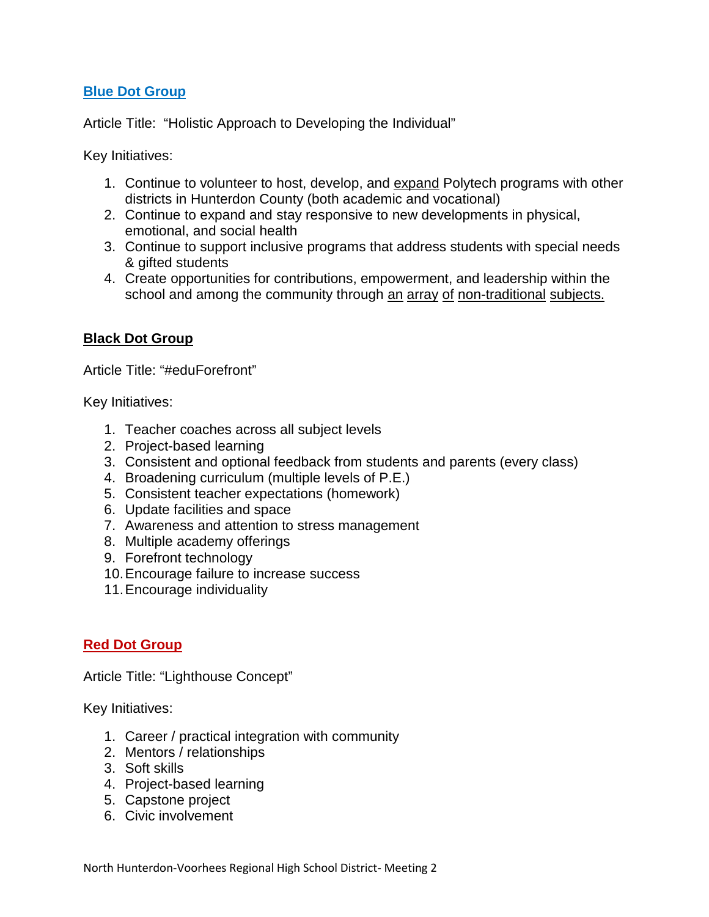## Blue Dot Group

Article Title: "Holistic Approach to Developing the Individual"

Key Initiatives:

1. Continue to volunteer to host, develop, and expand Polytech programs with other districts in Hunterdon County (both academic and vocational)
2. Continue to expand and stay responsive to new developments in physical, emotional, and social health
3. Continue to support inclusive programs that address students with special needs & gifted students
4. Create opportunities for contributions, empowerment, and leadership within the school and among the community through an array of non-traditional subjects.

## Black Dot Group

Article Title: "#eduForefront"

Key Initiatives:

1. Teacher coaches across all subject levels
2. Project-based learning
3. Consistent and optional feedback from students and parents (every class)
4. Broadening curriculum (multiple levels of P.E.)
5. Consistent teacher expectations (homework)
6. Update facilities and space
7. Awareness and attention to stress management
8. Multiple academy offerings
9. Forefront technology
10. Encourage failure to increase success
11. Encourage individuality

## Red Dot Group

Article Title: "Lighthouse Concept"

Key Initiatives:

1. Career / practical integration with community
2. Mentors / relationships
3. Soft skills
4. Project-based learning
5. Capstone project
6. Civic involvement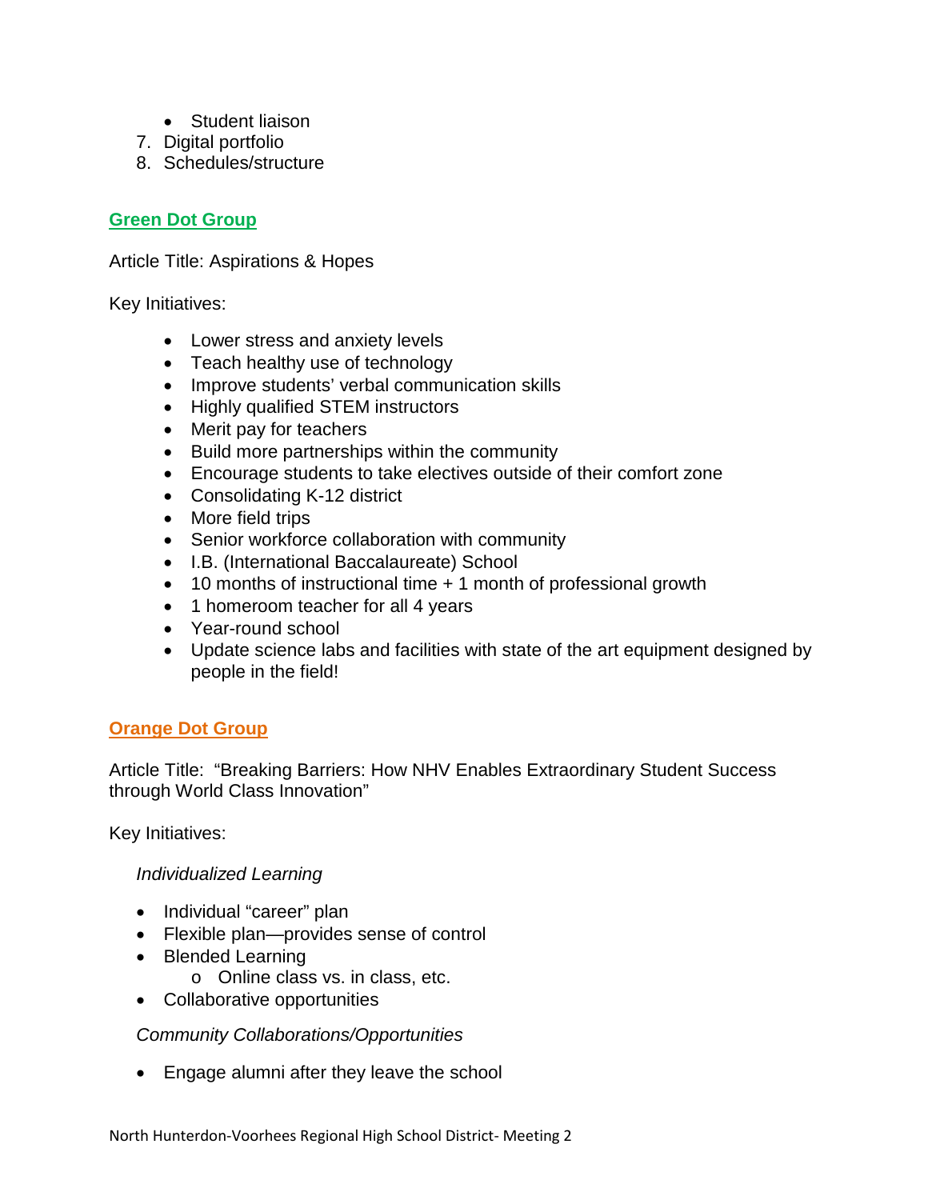- Student liaison

7. Digital portfolio
8. Schedules/structure

## Green Dot Group

Article Title: Aspirations & Hopes

Key Initiatives:

- Lower stress and anxiety levels
- Teach healthy use of technology
- Improve students' verbal communication skills
- Highly qualified STEM instructors
- Merit pay for teachers
- Build more partnerships within the community
- Encourage students to take electives outside of their comfort zone
- Consolidating K-12 district
- More field trips
- Senior workforce collaboration with community
- I.B. (International Baccalaureate) School
- 10 months of instructional time + 1 month of professional growth
- 1 homeroom teacher for all 4 years
- Year-round school
- Update science labs and facilities with state of the art equipment designed by people in the field!

## Orange Dot Group

Article Title: "Breaking Barriers: How NHV Enables Extraordinary Student Success through World Class Innovation"

Key Initiatives:

*Individualized Learning*

- Individual "career" plan
- Flexible plan—provides sense of control
- Blended Learning
  - Online class vs. in class, etc.
- Collaborative opportunities

*Community Collaborations/Opportunities*

- Engage alumni after they leave the school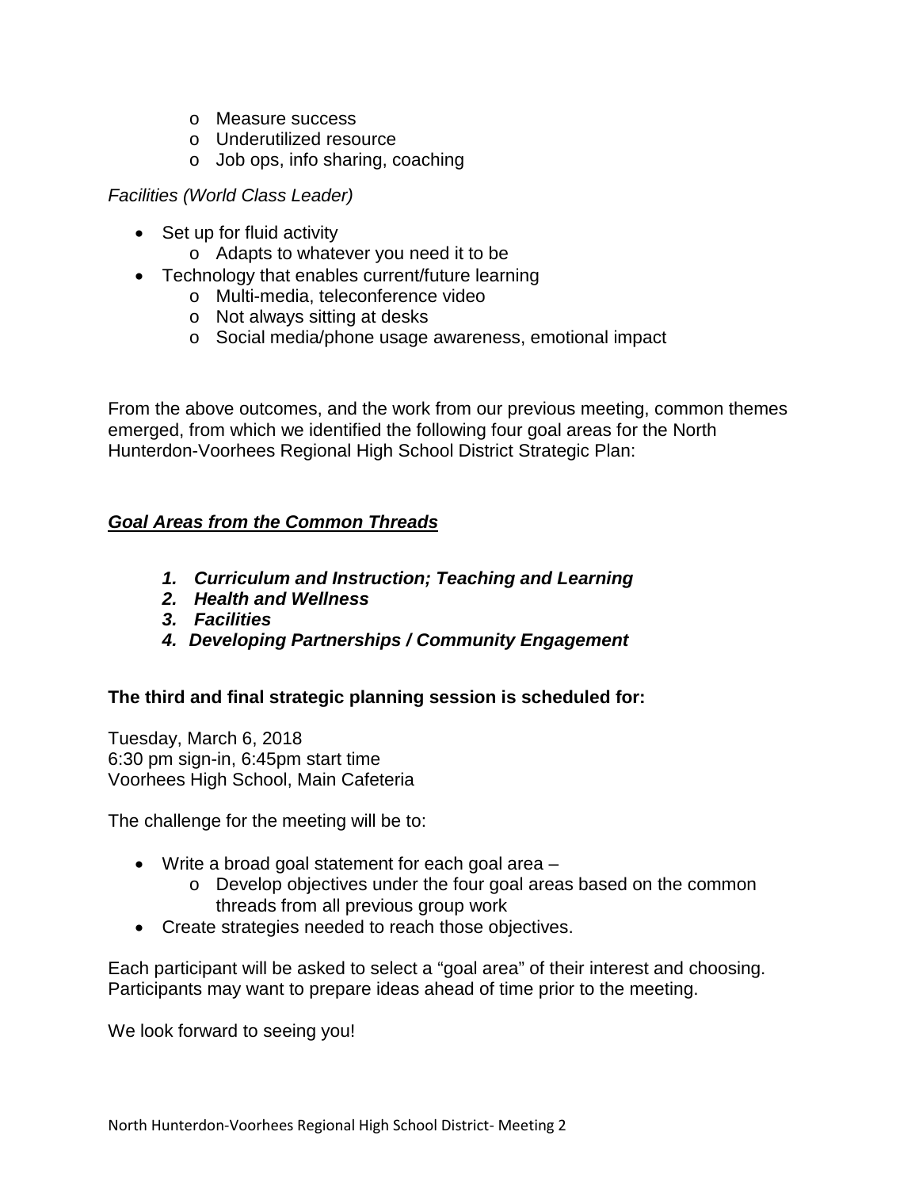- Measure success
    - Underutilized resource
    - Job ops, info sharing, coaching

*Facilities (World Class Leader)*

- Set up for fluid activity
    - Adapts to whatever you need it to be
- Technology that enables current/future learning
    - Multi-media, teleconference video
    - Not always sitting at desks
    - Social media/phone usage awareness, emotional impact

From the above outcomes, and the work from our previous meeting, common themes emerged, from which we identified the following four goal areas for the North Hunterdon-Voorhees Regional High School District Strategic Plan:

***<u>Goal Areas from the Common Threads</u>***

1. ***Curriculum and Instruction; Teaching and Learning***
2. ***Health and Wellness***
3. ***Facilities***
4. ***Developing Partnerships / Community Engagement***

**The third and final strategic planning session is scheduled for:**

Tuesday, March 6, 2018
6:30 pm sign-in, 6:45pm start time
Voorhees High School, Main Cafeteria

The challenge for the meeting will be to:

- Write a broad goal statement for each goal area –
    - Develop objectives under the four goal areas based on the common threads from all previous group work
- Create strategies needed to reach those objectives.

Each participant will be asked to select a "goal area" of their interest and choosing. Participants may want to prepare ideas ahead of time prior to the meeting.

We look forward to seeing you!